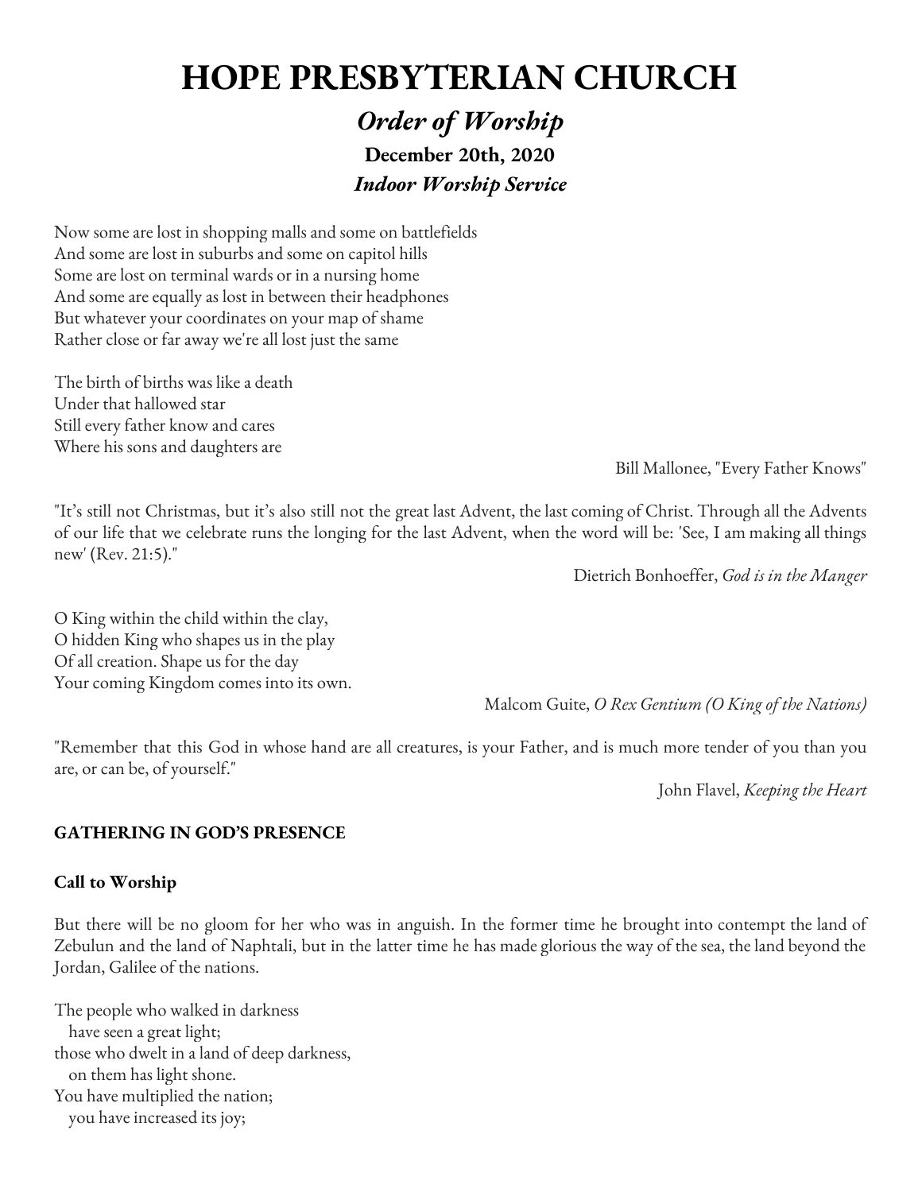# HOPE PRESBYTERIAN CHURCH

## *Order of Worship*

**December 20th, 2020**

***Indoor Worship Service***

Now some are lost in shopping malls and some on battlefields
And some are lost in suburbs and some on capitol hills
Some are lost on terminal wards or in a nursing home
And some are equally as lost in between their headphones
But whatever your coordinates on your map of shame
Rather close or far away we're all lost just the same

The birth of births was like a death
Under that hallowed star
Still every father know and cares
Where his sons and daughters are

Bill Mallonee, "Every Father Knows"

"It's still not Christmas, but it's also still not the great last Advent, the last coming of Christ. Through all the Advents of our life that we celebrate runs the longing for the last Advent, when the word will be: 'See, I am making all things new' (Rev. 21:5)."

Dietrich Bonhoeffer, *God is in the Manger*

O King within the child within the clay,
O hidden King who shapes us in the play
Of all creation. Shape us for the day
Your coming Kingdom comes into its own.

Malcom Guite, *O Rex Gentium (O King of the Nations)*

"Remember that this God in whose hand are all creatures, is your Father, and is much more tender of you than you are, or can be, of yourself."

John Flavel, *Keeping the Heart*

**GATHERING IN GOD'S PRESENCE**

**Call to Worship**

But there will be no gloom for her who was in anguish. In the former time he brought into contempt the land of Zebulun and the land of Naphtali, but in the latter time he has made glorious the way of the sea, the land beyond the Jordan, Galilee of the nations.

The people who walked in darkness
   have seen a great light;
those who dwelt in a land of deep darkness,
   on them has light shone.
You have multiplied the nation;
   you have increased its joy;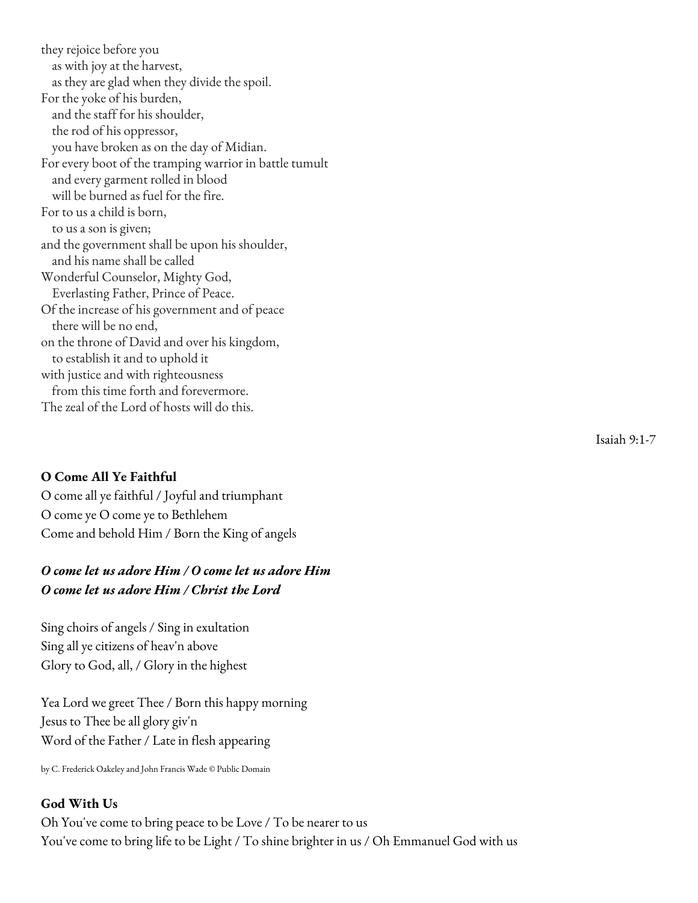they rejoice before you
   as with joy at the harvest,
   as they are glad when they divide the spoil.
For the yoke of his burden,
   and the staff for his shoulder,
   the rod of his oppressor,
   you have broken as on the day of Midian.
For every boot of the tramping warrior in battle tumult
   and every garment rolled in blood
   will be burned as fuel for the fire.
For to us a child is born,
   to us a son is given;
and the government shall be upon his shoulder,
   and his name shall be called
Wonderful Counselor, Mighty God,
   Everlasting Father, Prince of Peace.
Of the increase of his government and of peace
   there will be no end,
on the throne of David and over his kingdom,
   to establish it and to uphold it
with justice and with righteousness
   from this time forth and forevermore.
The zeal of the Lord of hosts will do this.

Isaiah 9:1-7

**O Come All Ye Faithful**

O come all ye faithful / Joyful and triumphant
O come ye O come ye to Bethlehem
Come and behold Him / Born the King of angels

***O come let us adore Him / O come let us adore Him***
***O come let us adore Him / Christ the Lord***

Sing choirs of angels / Sing in exultation
Sing all ye citizens of heav'n above
Glory to God, all, / Glory in the highest

Yea Lord we greet Thee / Born this happy morning
Jesus to Thee be all glory giv'n
Word of the Father / Late in flesh appearing

by C. Frederick Oakeley and John Francis Wade © Public Domain

**God With Us**

Oh You've come to bring peace to be Love / To be nearer to us
You've come to bring life to be Light / To shine brighter in us / Oh Emmanuel God with us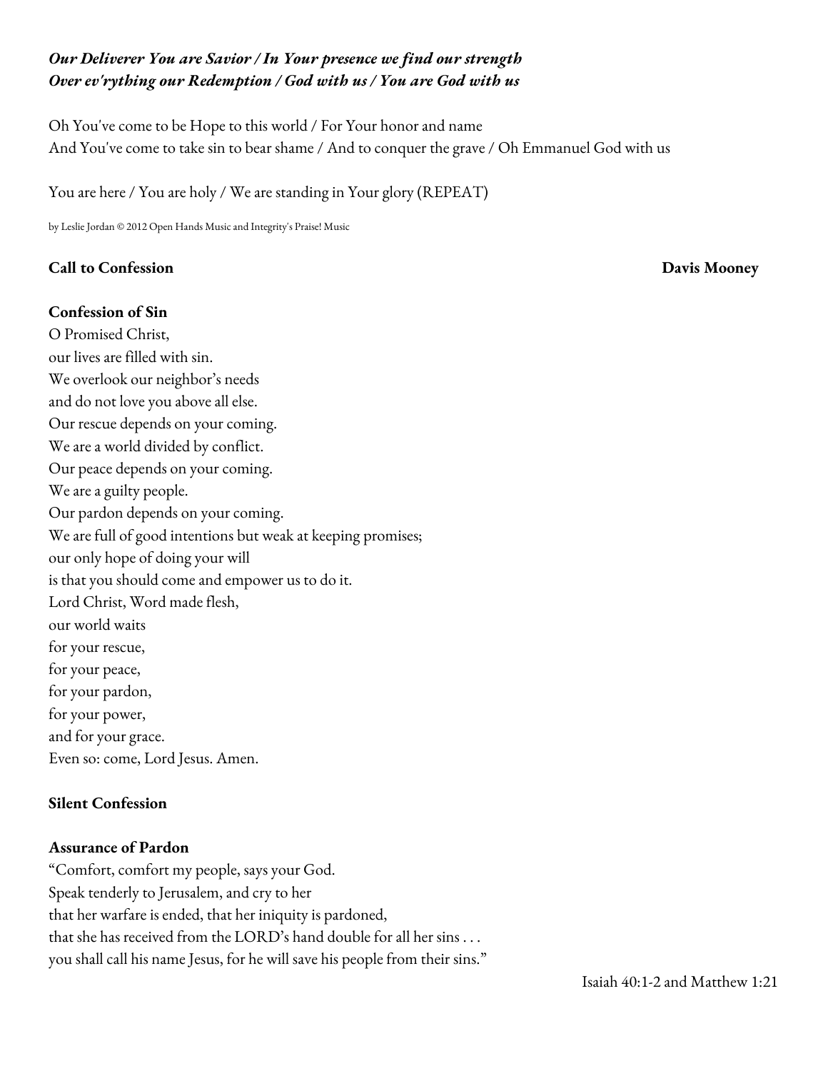***Our Deliverer You are Savior / In Your presence we find our strength***
***Over ev'rything our Redemption / God with us / You are God with us***

Oh You've come to be Hope to this world / For Your honor and name
And You've come to take sin to bear shame / And to conquer the grave / Oh Emmanuel God with us

You are here / You are holy / We are standing in Your glory (REPEAT)

by Leslie Jordan © 2012 Open Hands Music and Integrity's Praise! Music

**Call to Confession** **Davis Mooney**

**Confession of Sin**

O Promised Christ,
our lives are filled with sin.
We overlook our neighbor's needs
and do not love you above all else.
Our rescue depends on your coming.
We are a world divided by conflict.
Our peace depends on your coming.
We are a guilty people.
Our pardon depends on your coming.
We are full of good intentions but weak at keeping promises;
our only hope of doing your will
is that you should come and empower us to do it.
Lord Christ, Word made flesh,
our world waits
for your rescue,
for your peace,
for your pardon,
for your power,
and for your grace.
Even so: come, Lord Jesus. Amen.

**Silent Confession**

**Assurance of Pardon**

"Comfort, comfort my people, says your God.
Speak tenderly to Jerusalem, and cry to her
that her warfare is ended, that her iniquity is pardoned,
that she has received from the LORD's hand double for all her sins . . .
you shall call his name Jesus, for he will save his people from their sins."

Isaiah 40:1-2 and Matthew 1:21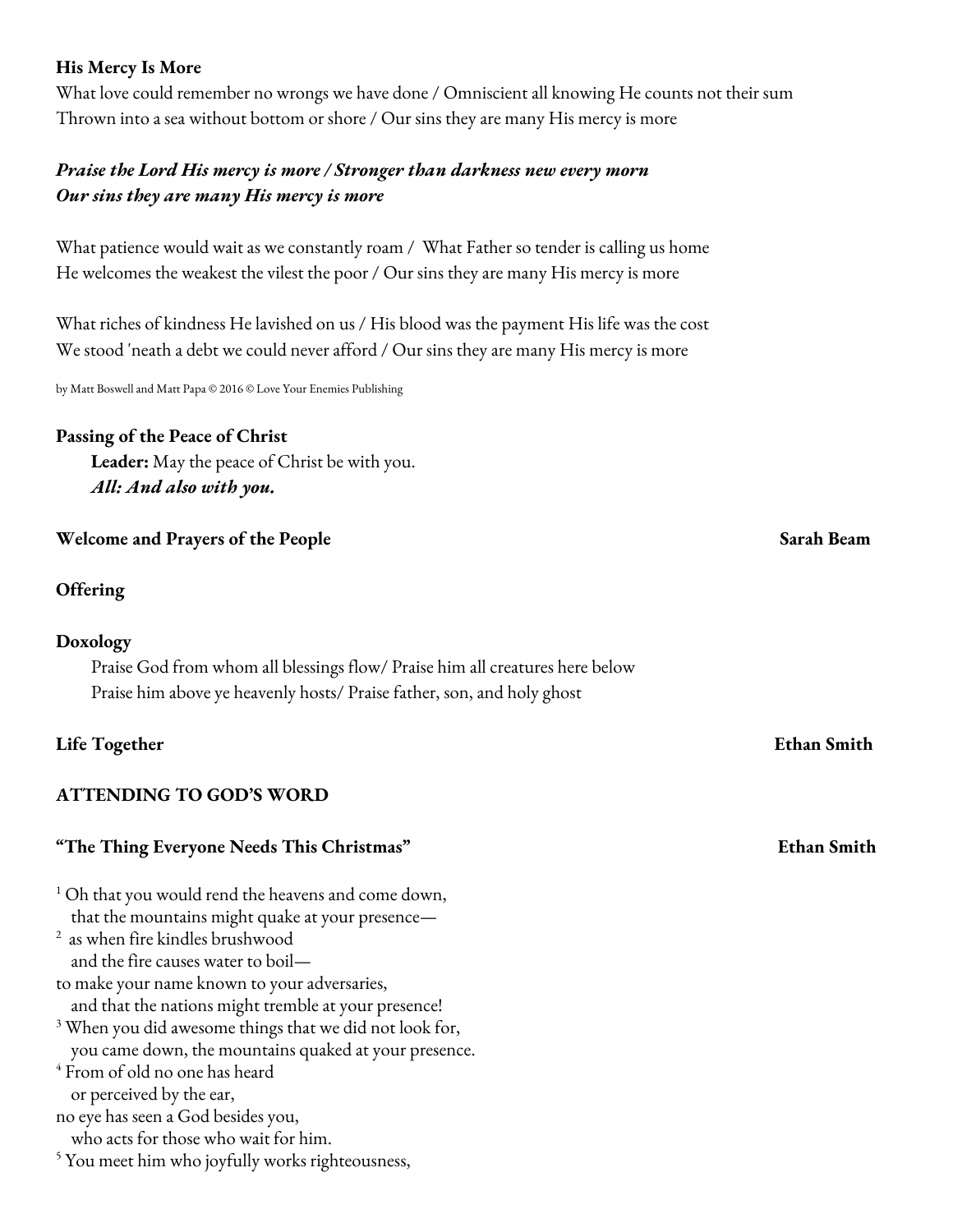**His Mercy Is More**

What love could remember no wrongs we have done / Omniscient all knowing He counts not their sum
Thrown into a sea without bottom or shore / Our sins they are many His mercy is more

***Praise the Lord His mercy is more / Stronger than darkness new every morn***
***Our sins they are many His mercy is more***

What patience would wait as we constantly roam / What Father so tender is calling us home
He welcomes the weakest the vilest the poor / Our sins they are many His mercy is more

What riches of kindness He lavished on us / His blood was the payment His life was the cost
We stood 'neath a debt we could never afford / Our sins they are many His mercy is more

by Matt Boswell and Matt Papa © 2016 © Love Your Enemies Publishing

**Passing of the Peace of Christ**

**Leader:** May the peace of Christ be with you.
***All: And also with you.***

**Welcome and Prayers of the People** **Sarah Beam**

**Offering**

**Doxology**

Praise God from whom all blessings flow/ Praise him all creatures here below
Praise him above ye heavenly hosts/ Praise father, son, and holy ghost

**Life Together** **Ethan Smith**

**ATTENDING TO GOD'S WORD**

**"The Thing Everyone Needs This Christmas"** **Ethan Smith**

[1] Oh that you would rend the heavens and come down,
that the mountains might quake at your presence—
[2] as when fire kindles brushwood
and the fire causes water to boil—
to make your name known to your adversaries,
and that the nations might tremble at your presence!
[3] When you did awesome things that we did not look for,
you came down, the mountains quaked at your presence.
[4] From of old no one has heard
or perceived by the ear,
no eye has seen a God besides you,
who acts for those who wait for him.
[5] You meet him who joyfully works righteousness,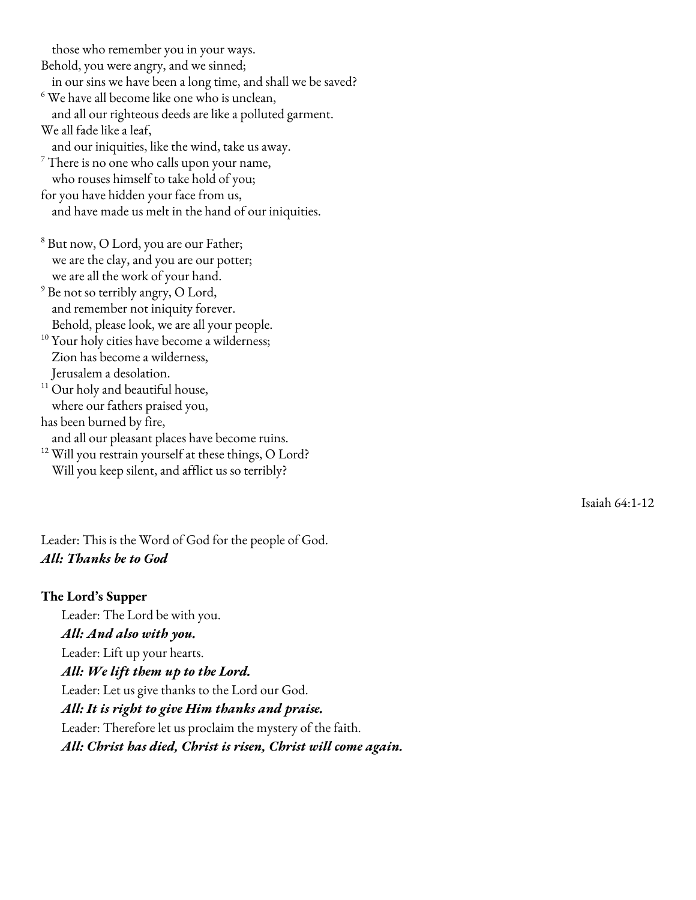those who remember you in your ways.
Behold, you were angry, and we sinned;
in our sins we have been a long time, and shall we be saved?
[6] We have all become like one who is unclean,
and all our righteous deeds are like a polluted garment.
We all fade like a leaf,
and our iniquities, like the wind, take us away.
[7] There is no one who calls upon your name,
who rouses himself to take hold of you;
for you have hidden your face from us,
and have made us melt in the hand of our iniquities.

[8] But now, O Lord, you are our Father;
we are the clay, and you are our potter;
we are all the work of your hand.
[9] Be not so terribly angry, O Lord,
and remember not iniquity forever.
Behold, please look, we are all your people.
[10] Your holy cities have become a wilderness;
Zion has become a wilderness,
Jerusalem a desolation.
[11] Our holy and beautiful house,
where our fathers praised you,
has been burned by fire,
and all our pleasant places have become ruins.
[12] Will you restrain yourself at these things, O Lord?
Will you keep silent, and afflict us so terribly?

Isaiah 64:1-12

Leader: This is the Word of God for the people of God.
***All: Thanks be to God***

**The Lord's Supper**

Leader: The Lord be with you.
***All: And also with you.***
Leader: Lift up your hearts.
***All: We lift them up to the Lord.***
Leader: Let us give thanks to the Lord our God.
***All: It is right to give Him thanks and praise.***
Leader: Therefore let us proclaim the mystery of the faith.
***All: Christ has died, Christ is risen, Christ will come again.***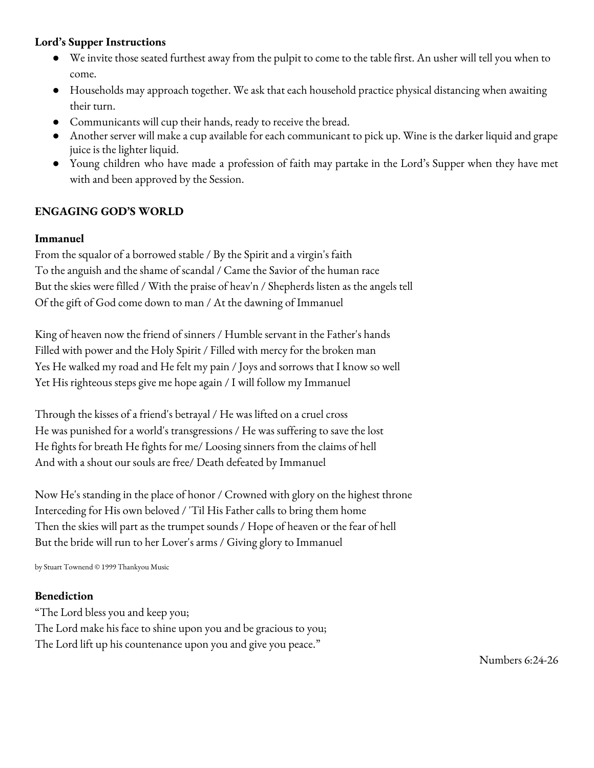**Lord's Supper Instructions**

- We invite those seated furthest away from the pulpit to come to the table first. An usher will tell you when to come.
- Households may approach together. We ask that each household practice physical distancing when awaiting their turn.
- Communicants will cup their hands, ready to receive the bread.
- Another server will make a cup available for each communicant to pick up. Wine is the darker liquid and grape juice is the lighter liquid.
- Young children who have made a profession of faith may partake in the Lord's Supper when they have met with and been approved by the Session.

**ENGAGING GOD'S WORLD**

**Immanuel**

From the squalor of a borrowed stable / By the Spirit and a virgin's faith
To the anguish and the shame of scandal / Came the Savior of the human race
But the skies were filled / With the praise of heav'n / Shepherds listen as the angels tell
Of the gift of God come down to man / At the dawning of Immanuel

King of heaven now the friend of sinners / Humble servant in the Father's hands
Filled with power and the Holy Spirit / Filled with mercy for the broken man
Yes He walked my road and He felt my pain / Joys and sorrows that I know so well
Yet His righteous steps give me hope again / I will follow my Immanuel

Through the kisses of a friend's betrayal / He was lifted on a cruel cross
He was punished for a world's transgressions / He was suffering to save the lost
He fights for breath He fights for me/ Loosing sinners from the claims of hell
And with a shout our souls are free/ Death defeated by Immanuel

Now He's standing in the place of honor / Crowned with glory on the highest throne
Interceding for His own beloved / 'Til His Father calls to bring them home
Then the skies will part as the trumpet sounds / Hope of heaven or the fear of hell
But the bride will run to her Lover's arms / Giving glory to Immanuel

by Stuart Townend © 1999 Thankyou Music

**Benediction**

"The Lord bless you and keep you;
The Lord make his face to shine upon you and be gracious to you;
The Lord lift up his countenance upon you and give you peace."

Numbers 6:24-26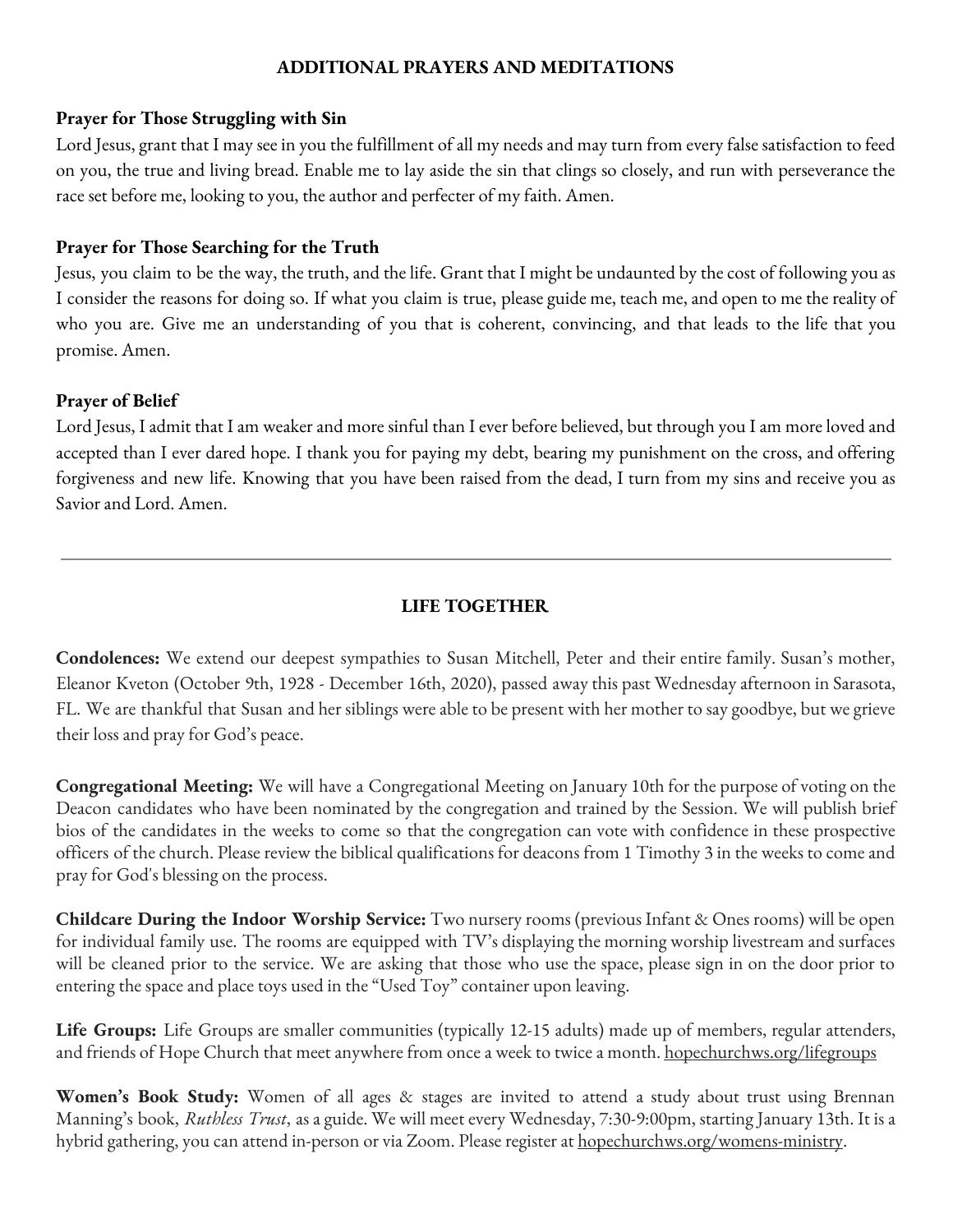## ADDITIONAL PRAYERS AND MEDITATIONS

### Prayer for Those Struggling with Sin

Lord Jesus, grant that I may see in you the fulfillment of all my needs and may turn from every false satisfaction to feed on you, the true and living bread. Enable me to lay aside the sin that clings so closely, and run with perseverance the race set before me, looking to you, the author and perfecter of my faith. Amen.

### Prayer for Those Searching for the Truth

Jesus, you claim to be the way, the truth, and the life. Grant that I might be undaunted by the cost of following you as I consider the reasons for doing so. If what you claim is true, please guide me, teach me, and open to me the reality of who you are. Give me an understanding of you that is coherent, convincing, and that leads to the life that you promise. Amen.

### Prayer of Belief

Lord Jesus, I admit that I am weaker and more sinful than I ever before believed, but through you I am more loved and accepted than I ever dared hope. I thank you for paying my debt, bearing my punishment on the cross, and offering forgiveness and new life. Knowing that you have been raised from the dead, I turn from my sins and receive you as Savior and Lord. Amen.

---

## LIFE TOGETHER

**Condolences:** We extend our deepest sympathies to Susan Mitchell, Peter and their entire family. Susan's mother, Eleanor Kveton (October 9th, 1928 - December 16th, 2020), passed away this past Wednesday afternoon in Sarasota, FL. We are thankful that Susan and her siblings were able to be present with her mother to say goodbye, but we grieve their loss and pray for God's peace.

**Congregational Meeting:** We will have a Congregational Meeting on January 10th for the purpose of voting on the Deacon candidates who have been nominated by the congregation and trained by the Session. We will publish brief bios of the candidates in the weeks to come so that the congregation can vote with confidence in these prospective officers of the church. Please review the biblical qualifications for deacons from 1 Timothy 3 in the weeks to come and pray for God's blessing on the process.

**Childcare During the Indoor Worship Service:** Two nursery rooms (previous Infant & Ones rooms) will be open for individual family use. The rooms are equipped with TV's displaying the morning worship livestream and surfaces will be cleaned prior to the service. We are asking that those who use the space, please sign in on the door prior to entering the space and place toys used in the "Used Toy" container upon leaving.

**Life Groups:** Life Groups are smaller communities (typically 12-15 adults) made up of members, regular attenders, and friends of Hope Church that meet anywhere from once a week to twice a month. hopechurchws.org/lifegroups

**Women's Book Study:** Women of all ages & stages are invited to attend a study about trust using Brennan Manning's book, *Ruthless Trust*, as a guide. We will meet every Wednesday, 7:30-9:00pm, starting January 13th. It is a hybrid gathering, you can attend in-person or via Zoom. Please register at hopechurchws.org/womens-ministry.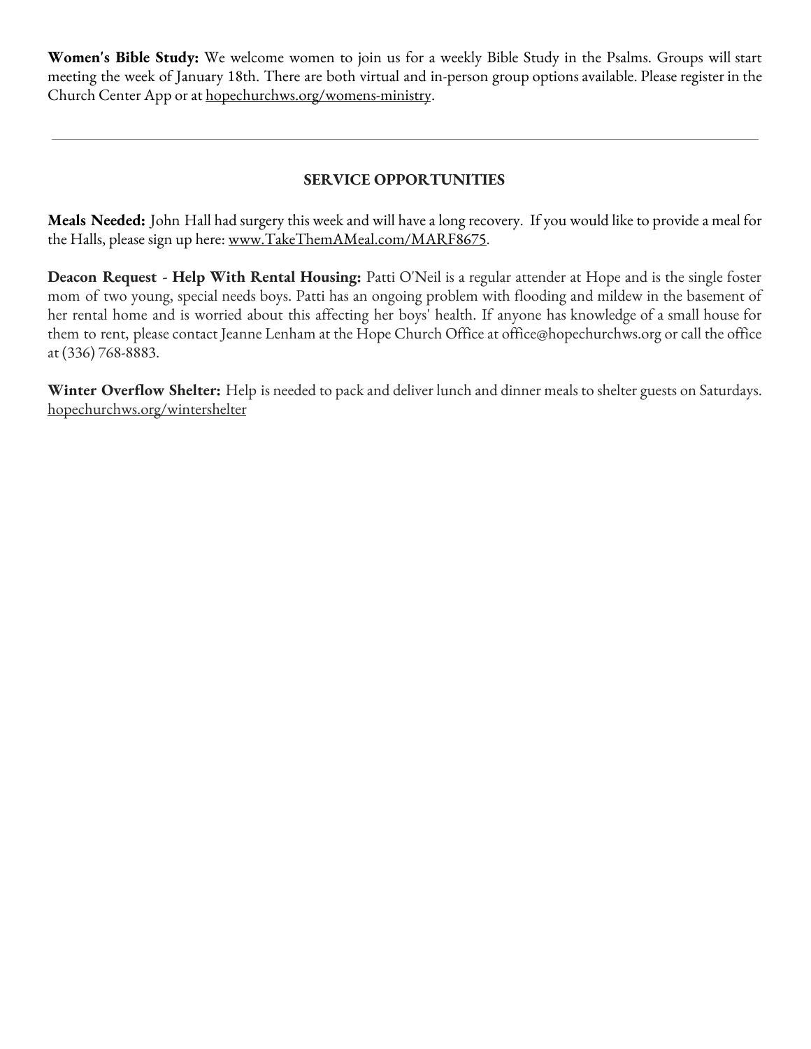**Women's Bible Study:** We welcome women to join us for a weekly Bible Study in the Psalms. Groups will start meeting the week of January 18th. There are both virtual and in-person group options available. Please register in the Church Center App or at hopechurchws.org/womens-ministry.

---

## SERVICE OPPORTUNITIES

**Meals Needed:** John Hall had surgery this week and will have a long recovery. If you would like to provide a meal for the Halls, please sign up here: www.TakeThemAMeal.com/MARF8675.

**Deacon Request - Help With Rental Housing:** Patti O'Neil is a regular attender at Hope and is the single foster mom of two young, special needs boys. Patti has an ongoing problem with flooding and mildew in the basement of her rental home and is worried about this affecting her boys' health. If anyone has knowledge of a small house for them to rent, please contact Jeanne Lenham at the Hope Church Office at office@hopechurchws.org or call the office at (336) 768-8883.

**Winter Overflow Shelter:** Help is needed to pack and deliver lunch and dinner meals to shelter guests on Saturdays. hopechurchws.org/wintershelter